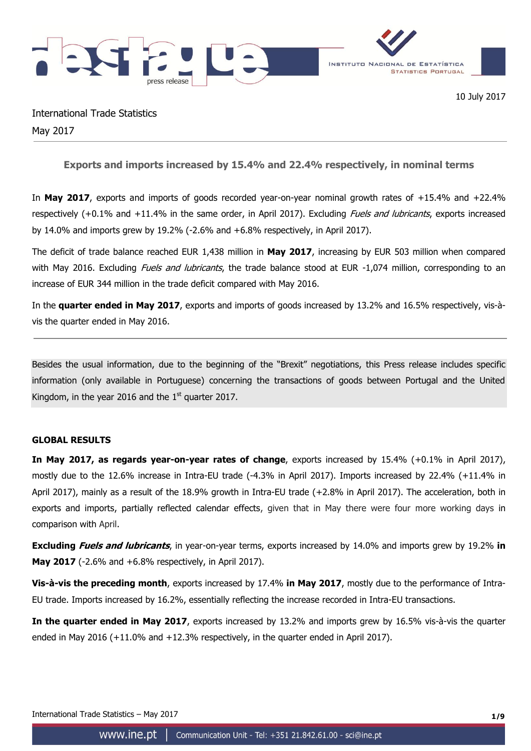10 July 2017

International Trade Statistics

May 2017

## Exports and imports increased by 15.4% and 22.4% respectively, in nominal terms

In **May 2017**, exports and imports of goods recorded year-on-year nominal growth rates of +15.4% and +22.4% respectively (+0.1% and +11.4% in the same order, in April 2017). Excluding *Fuels and lubricants*, exports increased by 14.0% and imports grew by 19.2% (-2.6% and +6.8% respectively, in April 2017).

The deficit of trade balance reached EUR 1,438 million in **May 2017**, increasing by EUR 503 million when compared with May 2016. Excluding *Fuels and lubricants*, the trade balance stood at EUR -1,074 million, corresponding to an increase of EUR 344 million in the trade deficit compared with May 2016.

In the **quarter ended in May 2017**, exports and imports of goods increased by 13.2% and 16.5% respectively, vis-à-vis the quarter ended in May 2016.

---

Besides the usual information, due to the beginning of the "Brexit" negotiations, this Press release includes specific information (only available in Portuguese) concerning the transactions of goods between Portugal and the United Kingdom, in the year 2016 and the 1st quarter 2017.

### GLOBAL RESULTS

**In May 2017, as regards year-on-year rates of change**, exports increased by 15.4% (+0.1% in April 2017), mostly due to the 12.6% increase in Intra-EU trade (-4.3% in April 2017). Imports increased by 22.4% (+11.4% in April 2017), mainly as a result of the 18.9% growth in Intra-EU trade (+2.8% in April 2017). The acceleration, both in exports and imports, partially reflected calendar effects, given that in May there were four more working days in comparison with April.

**Excluding *Fuels and lubricants***, in year-on-year terms, exports increased by 14.0% and imports grew by 19.2% **in May 2017** (-2.6% and +6.8% respectively, in April 2017).

**Vis-à-vis the preceding month**, exports increased by 17.4% **in May 2017**, mostly due to the performance of Intra-EU trade. Imports increased by 16.2%, essentially reflecting the increase recorded in Intra-EU transactions.

**In the quarter ended in May 2017**, exports increased by 13.2% and imports grew by 16.5% vis-à-vis the quarter ended in May 2016 (+11.0% and +12.3% respectively, in the quarter ended in April 2017).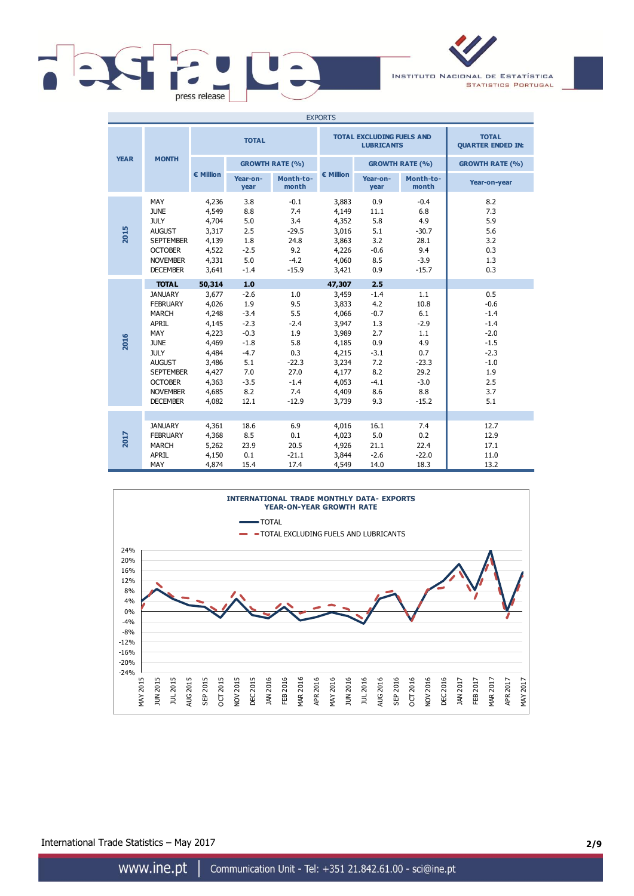EXPORTS

| YEAR | MONTH | TOTAL | | | TOTAL EXCLUDING FUELS AND LUBRICANTS | | | TOTAL QUARTER ENDED IN: |
|---|---|---|---|---|---|---|---|---|
| | | € Million | GROWTH RATE (%) | | € Million | GROWTH RATE (%) | | GROWTH RATE (%) |
| | | | Year-on-year | Month-to-month | | Year-on-year | Month-to-month | Year-on-year |
| 2015 | MAY | 4,236 | 3.8 | -0.1 | 3,883 | 0.9 | -0.4 | 8.2 |
| | JUNE | 4,549 | 8.8 | 7.4 | 4,149 | 11.1 | 6.8 | 7.3 |
| | JULY | 4,704 | 5.0 | 3.4 | 4,352 | 5.8 | 4.9 | 5.9 |
| | AUGUST | 3,317 | 2.5 | -29.5 | 3,016 | 5.1 | -30.7 | 5.6 |
| | SEPTEMBER | 4,139 | 1.8 | 24.8 | 3,863 | 3.2 | 28.1 | 3.2 |
| | OCTOBER | 4,522 | -2.5 | 9.2 | 4,226 | -0.6 | 9.4 | 0.3 |
| | NOVEMBER | 4,331 | 5.0 | -4.2 | 4,060 | 8.5 | -3.9 | 1.3 |
| | DECEMBER | 3,641 | -1.4 | -15.9 | 3,421 | 0.9 | -15.7 | 0.3 |
| 2016 | **TOTAL** | **50,314** | **1.0** | | **47,307** | **2.5** | | |
| | JANUARY | 3,677 | -2.6 | 1.0 | 3,459 | -1.4 | 1.1 | 0.5 |
| | FEBRUARY | 4,026 | 1.9 | 9.5 | 3,833 | 4.2 | 10.8 | -0.6 |
| | MARCH | 4,248 | -3.4 | 5.5 | 4,066 | -0.7 | 6.1 | -1.4 |
| | APRIL | 4,145 | -2.3 | -2.4 | 3,947 | 1.3 | -2.9 | -1.4 |
| | MAY | 4,223 | -0.3 | 1.9 | 3,989 | 2.7 | 1.1 | -2.0 |
| | JUNE | 4,469 | -1.8 | 5.8 | 4,185 | 0.9 | 4.9 | -1.5 |
| | JULY | 4,484 | -4.7 | 0.3 | 4,215 | -3.1 | 0.7 | -2.3 |
| | AUGUST | 3,486 | 5.1 | -22.3 | 3,234 | 7.2 | -23.3 | -1.0 |
| | SEPTEMBER | 4,427 | 7.0 | 27.0 | 4,177 | 8.2 | 29.2 | 1.9 |
| | OCTOBER | 4,363 | -3.5 | -1.4 | 4,053 | -4.1 | -3.0 | 2.5 |
| | NOVEMBER | 4,685 | 8.2 | 7.4 | 4,409 | 8.6 | 8.8 | 3.7 |
| | DECEMBER | 4,082 | 12.1 | -12.9 | 3,739 | 9.3 | -15.2 | 5.1 |
| 2017 | JANUARY | 4,361 | 18.6 | 6.9 | 4,016 | 16.1 | 7.4 | 12.7 |
| | FEBRUARY | 4,368 | 8.5 | 0.1 | 4,023 | 5.0 | 0.2 | 12.9 |
| | MARCH | 5,262 | 23.9 | 20.5 | 4,926 | 21.1 | 22.4 | 17.1 |
| | APRIL | 4,150 | 0.1 | -21.1 | 3,844 | -2.6 | -22.0 | 11.0 |
| | MAY | 4,874 | 15.4 | 17.4 | 4,549 | 14.0 | 18.3 | 13.2 |

**INTERNATIONAL TRADE MONTHLY DATA- EXPORTS**
**YEAR-ON-YEAR GROWTH RATE**

— TOTAL
- - TOTAL EXCLUDING FUELS AND LUBRICANTS

24% 20% 16% 12% 8% 4% 0% -4% -8% -12% -16% -20% -24%

MAY 2015, JUN 2015, JUL 2015, AUG 2015, SEP 2015, OCT 2015, NOV 2015, DEC 2015, JAN 2016, FEB 2016, MAR 2016, APR 2016, MAY 2016, JUN 2016, JUL 2016, AUG 2016, SEP 2016, OCT 2016, NOV 2016, DEC 2016, JAN 2017, FEB 2017, MAR 2017, APR 2017, MAY 2017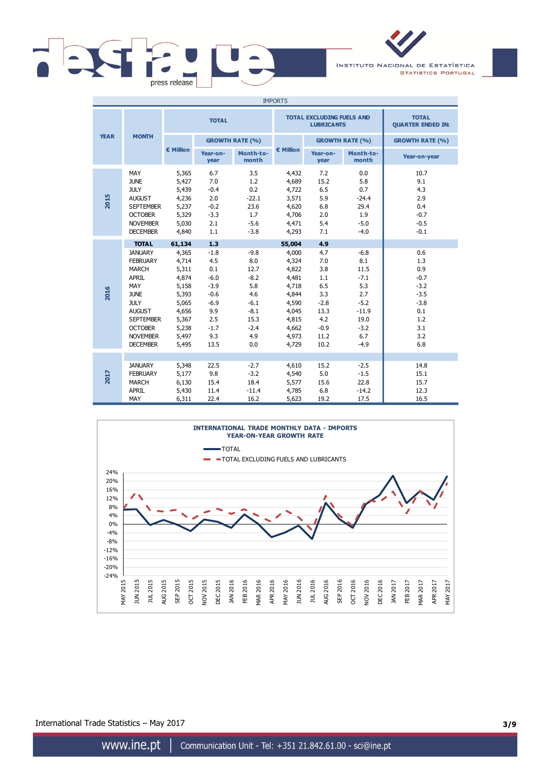IMPORTS

| YEAR | MONTH | TOTAL | | | TOTAL EXCLUDING FUELS AND LUBRICANTS | | | TOTAL QUARTER ENDED IN: |
|---|---|---|---|---|---|---|---|---|
| | | € Million | GROWTH RATE (%) | | € Million | GROWTH RATE (%) | | GROWTH RATE (%) |
| | | | Year-on-year | Month-to-month | | Year-on-year | Month-to-month | Year-on-year |
| 2015 | MAY | 5,365 | 6.7 | 3.5 | 4,432 | 7.2 | 0.0 | 10.7 |
| | JUNE | 5,427 | 7.0 | 1.2 | 4,689 | 15.2 | 5.8 | 9.1 |
| | JULY | 5,439 | -0.4 | 0.2 | 4,722 | 6.5 | 0.7 | 4.3 |
| | AUGUST | 4,236 | 2.0 | -22.1 | 3,571 | 5.9 | -24.4 | 2.9 |
| | SEPTEMBER | 5,237 | -0.2 | 23.6 | 4,620 | 6.8 | 29.4 | 0.4 |
| | OCTOBER | 5,329 | -3.3 | 1.7 | 4,706 | 2.0 | 1.9 | -0.7 |
| | NOVEMBER | 5,030 | 2.1 | -5.6 | 4,471 | 5.4 | -5.0 | -0.5 |
| | DECEMBER | 4,840 | 1.1 | -3.8 | 4,293 | 7.1 | -4.0 | -0.1 |
| 2016 | **TOTAL** | **61,134** | **1.3** | | **55,004** | **4.9** | | |
| | JANUARY | 4,365 | -1.8 | -9.8 | 4,000 | 4.7 | -6.8 | 0.6 |
| | FEBRUARY | 4,714 | 4.5 | 8.0 | 4,324 | 7.0 | 8.1 | 1.3 |
| | MARCH | 5,311 | 0.1 | 12.7 | 4,822 | 3.8 | 11.5 | 0.9 |
| | APRIL | 4,874 | -6.0 | -8.2 | 4,481 | 1.1 | -7.1 | -0.7 |
| | MAY | 5,158 | -3.9 | 5.8 | 4,718 | 6.5 | 5.3 | -3.2 |
| | JUNE | 5,393 | -0.6 | 4.6 | 4,844 | 3.3 | 2.7 | -3.5 |
| | JULY | 5,065 | -6.9 | -6.1 | 4,590 | -2.8 | -5.2 | -3.8 |
| | AUGUST | 4,656 | 9.9 | -8.1 | 4,045 | 13.3 | -11.9 | 0.1 |
| | SEPTEMBER | 5,367 | 2.5 | 15.3 | 4,815 | 4.2 | 19.0 | 1.2 |
| | OCTOBER | 5,238 | -1.7 | -2.4 | 4,662 | -0.9 | -3.2 | 3.1 |
| | NOVEMBER | 5,497 | 9.3 | 4.9 | 4,973 | 11.2 | 6.7 | 3.2 |
| | DECEMBER | 5,495 | 13.5 | 0.0 | 4,729 | 10.2 | -4.9 | 6.8 |
| 2017 | JANUARY | 5,348 | 22.5 | -2.7 | 4,610 | 15.2 | -2.5 | 14.8 |
| | FEBRUARY | 5,177 | 9.8 | -3.2 | 4,540 | 5.0 | -1.5 | 15.1 |
| | MARCH | 6,130 | 15.4 | 18.4 | 5,577 | 15.6 | 22.8 | 15.7 |
| | APRIL | 5,430 | 11.4 | -11.4 | 4,785 | 6.8 | -14.2 | 12.3 |
| | MAY | 6,311 | 22.4 | 16.2 | 5,623 | 19.2 | 17.5 | 16.5 |

**INTERNATIONAL TRADE MONTHLY DATA - IMPORTS**
**YEAR-ON-YEAR GROWTH RATE**

— TOTAL
- - TOTAL EXCLUDING FUELS AND LUBRICANTS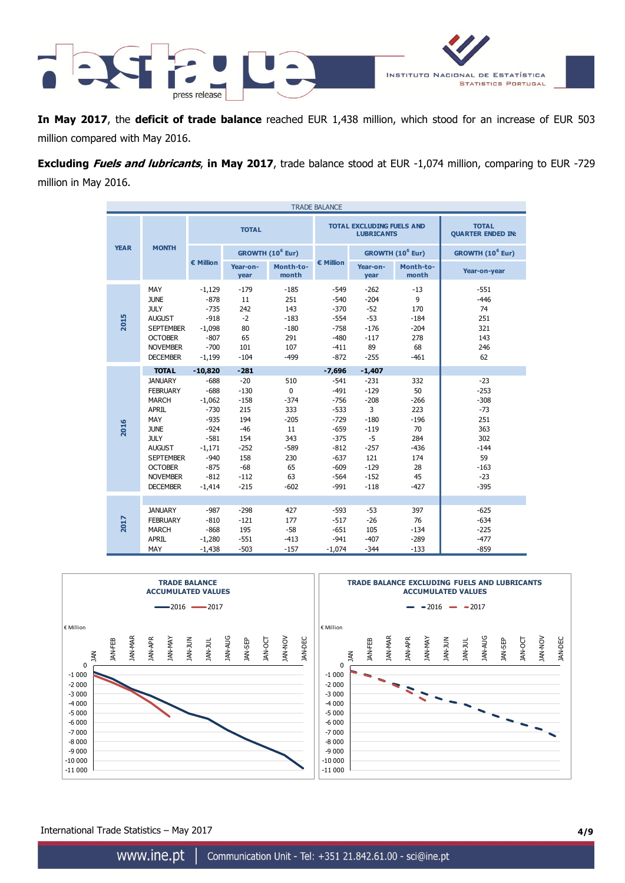**In May 2017**, the **deficit of trade balance** reached EUR 1,438 million, which stood for an increase of EUR 503 million compared with May 2016.

**Excluding *Fuels and lubricants*, in May 2017**, trade balance stood at EUR -1,074 million, comparing to EUR -729 million in May 2016.

TRADE BALANCE

| YEAR | MONTH | TOTAL | | | TOTAL EXCLUDING FUELS AND LUBRICANTS | | | TOTAL QUARTER ENDED IN: |
|---|---|---|---|---|---|---|---|---|
| | | € Million | GROWTH ($10^6$ Eur) | | € Million | GROWTH ($10^6$ Eur) | | GROWTH ($10^6$ Eur) |
| | | | Year-on-year | Month-to-month | | Year-on-year | Month-to-month | Year-on-year |
| 2015 | MAY | -1,129 | -179 | -185 | -549 | -262 | -13 | -551 |
| | JUNE | -878 | 11 | 251 | -540 | -204 | 9 | -446 |
| | JULY | -735 | 242 | 143 | -370 | -52 | 170 | 74 |
| | AUGUST | -918 | -2 | -183 | -554 | -53 | -184 | 251 |
| | SEPTEMBER | -1,098 | 80 | -180 | -758 | -176 | -204 | 321 |
| | OCTOBER | -807 | 65 | 291 | -480 | -117 | 278 | 143 |
| | NOVEMBER | -700 | 101 | 107 | -411 | 89 | 68 | 246 |
| | DECEMBER | -1,199 | -104 | -499 | -872 | -255 | -461 | 62 |
| 2016 | **TOTAL** | **-10,820** | **-281** | | **-7,696** | **-1,407** | | |
| | JANUARY | -688 | -20 | 510 | -541 | -231 | 332 | -23 |
| | FEBRUARY | -688 | -130 | 0 | -491 | -129 | 50 | -253 |
| | MARCH | -1,062 | -158 | -374 | -756 | -208 | -266 | -308 |
| | APRIL | -730 | 215 | 333 | -533 | 3 | 223 | -73 |
| | MAY | -935 | 194 | -205 | -729 | -180 | -196 | 251 |
| | JUNE | -924 | -46 | 11 | -659 | -119 | 70 | 363 |
| | JULY | -581 | 154 | 343 | -375 | -5 | 284 | 302 |
| | AUGUST | -1,171 | -252 | -589 | -812 | -257 | -436 | -144 |
| | SEPTEMBER | -940 | 158 | 230 | -637 | 121 | 174 | 59 |
| | OCTOBER | -875 | -68 | 65 | -609 | -129 | 28 | -163 |
| | NOVEMBER | -812 | -112 | 63 | -564 | -152 | 45 | -23 |
| | DECEMBER | -1,414 | -215 | -602 | -991 | -118 | -427 | -395 |
| 2017 | JANUARY | -987 | -298 | 427 | -593 | -53 | 397 | -625 |
| | FEBRUARY | -810 | -121 | 177 | -517 | -26 | 76 | -634 |
| | MARCH | -868 | 195 | -58 | -651 | 105 | -134 | -225 |
| | APRIL | -1,280 | -551 | -413 | -941 | -407 | -289 | -477 |
| | MAY | -1,438 | -503 | -157 | -1,074 | -344 | -133 | -859 |

**TRADE BALANCE ACCUMULATED VALUES** (€ Million; 2016, 2017)

**TRADE BALANCE EXCLUDING FUELS AND LUBRICANTS ACCUMULATED VALUES** (€ Million; 2016, 2017)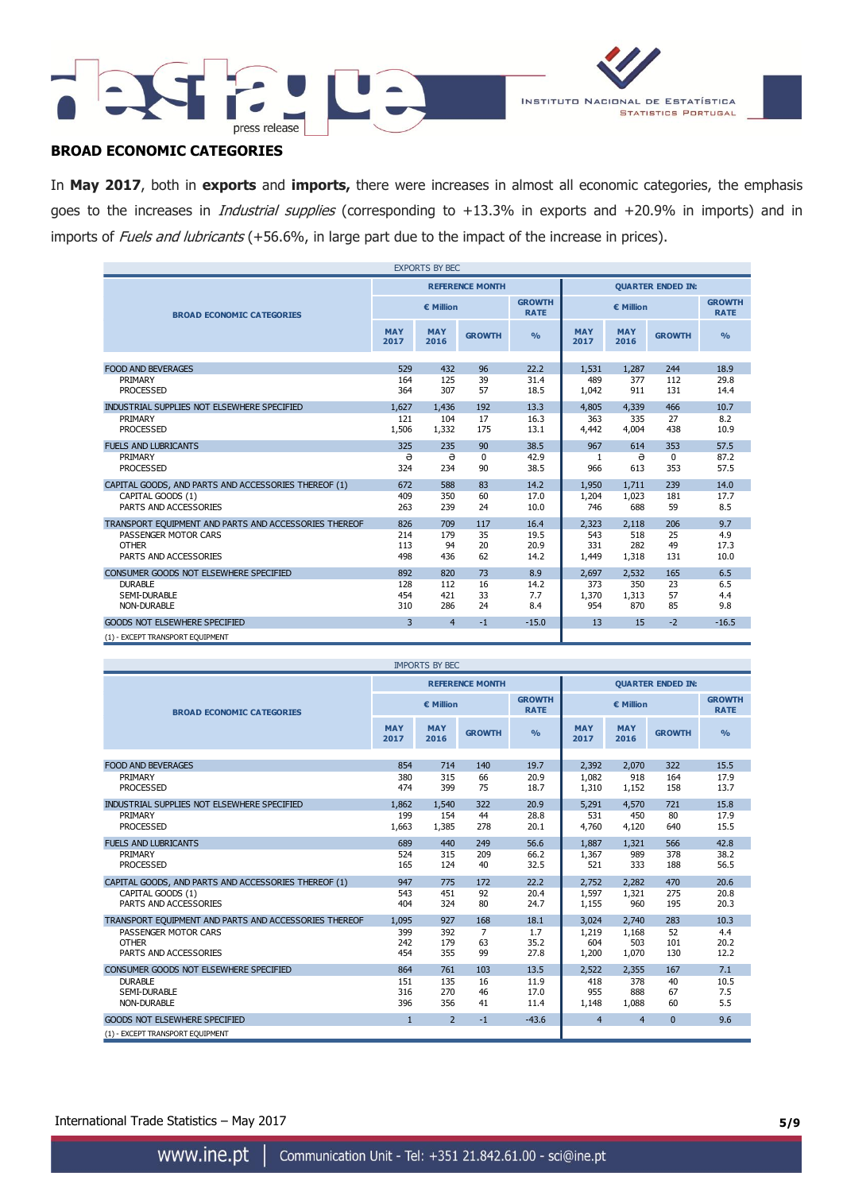## BROAD ECONOMIC CATEGORIES

In **May 2017**, both in **exports** and **imports,** there were increases in almost all economic categories, the emphasis goes to the increases in *Industrial supplies* (corresponding to +13.3% in exports and +20.9% in imports) and in imports of *Fuels and lubricants* (+56.6%, in large part due to the impact of the increase in prices).

EXPORTS BY BEC

| BROAD ECONOMIC CATEGORIES | REFERENCE MONTH | | | | QUARTER ENDED IN: | | | |
|---|---|---|---|---|---|---|---|---|
| | € Million | | | GROWTH RATE | € Million | | | GROWTH RATE |
| | MAY 2017 | MAY 2016 | GROWTH | % | MAY 2017 | MAY 2016 | GROWTH | % |
| FOOD AND BEVERAGES | 529 | 432 | 96 | 22.2 | 1,531 | 1,287 | 244 | 18.9 |
| PRIMARY | 164 | 125 | 39 | 31.4 | 489 | 377 | 112 | 29.8 |
| PROCESSED | 364 | 307 | 57 | 18.5 | 1,042 | 911 | 131 | 14.4 |
| INDUSTRIAL SUPPLIES NOT ELSEWHERE SPECIFIED | 1,627 | 1,436 | 192 | 13.3 | 4,805 | 4,339 | 466 | 10.7 |
| PRIMARY | 121 | 104 | 17 | 16.3 | 363 | 335 | 27 | 8.2 |
| PROCESSED | 1,506 | 1,332 | 175 | 13.1 | 4,442 | 4,004 | 438 | 10.9 |
| FUELS AND LUBRICANTS | 325 | 235 | 90 | 38.5 | 967 | 614 | 353 | 57.5 |
| PRIMARY | ә | ә | 0 | 42.9 | 1 | ә | 0 | 87.2 |
| PROCESSED | 324 | 234 | 90 | 38.5 | 966 | 613 | 353 | 57.5 |
| CAPITAL GOODS, AND PARTS AND ACCESSORIES THEREOF (1) | 672 | 588 | 83 | 14.2 | 1,950 | 1,711 | 239 | 14.0 |
| CAPITAL GOODS (1) | 409 | 350 | 60 | 17.0 | 1,204 | 1,023 | 181 | 17.7 |
| PARTS AND ACCESSORIES | 263 | 239 | 24 | 10.0 | 746 | 688 | 59 | 8.5 |
| TRANSPORT EQUIPMENT AND PARTS AND ACCESSORIES THEREOF | 826 | 709 | 117 | 16.4 | 2,323 | 2,118 | 206 | 9.7 |
| PASSENGER MOTOR CARS | 214 | 179 | 35 | 19.5 | 543 | 518 | 25 | 4.9 |
| OTHER | 113 | 94 | 20 | 20.9 | 331 | 282 | 49 | 17.3 |
| PARTS AND ACCESSORIES | 498 | 436 | 62 | 14.2 | 1,449 | 1,318 | 131 | 10.0 |
| CONSUMER GOODS NOT ELSEWHERE SPECIFIED | 892 | 820 | 73 | 8.9 | 2,697 | 2,532 | 165 | 6.5 |
| DURABLE | 128 | 112 | 16 | 14.2 | 373 | 350 | 23 | 6.5 |
| SEMI-DURABLE | 454 | 421 | 33 | 7.7 | 1,370 | 1,313 | 57 | 4.4 |
| NON-DURABLE | 310 | 286 | 24 | 8.4 | 954 | 870 | 85 | 9.8 |
| GOODS NOT ELSEWHERE SPECIFIED | 3 | 4 | -1 | -15.0 | 13 | 15 | -2 | -16.5 |

(1) - EXCEPT TRANSPORT EQUIPMENT

IMPORTS BY BEC

| BROAD ECONOMIC CATEGORIES | REFERENCE MONTH | | | | QUARTER ENDED IN: | | | |
|---|---|---|---|---|---|---|---|---|
| | € Million | | | GROWTH RATE | € Million | | | GROWTH RATE |
| | MAY 2017 | MAY 2016 | GROWTH | % | MAY 2017 | MAY 2016 | GROWTH | % |
| FOOD AND BEVERAGES | 854 | 714 | 140 | 19.7 | 2,392 | 2,070 | 322 | 15.5 |
| PRIMARY | 380 | 315 | 66 | 20.9 | 1,082 | 918 | 164 | 17.9 |
| PROCESSED | 474 | 399 | 75 | 18.7 | 1,310 | 1,152 | 158 | 13.7 |
| INDUSTRIAL SUPPLIES NOT ELSEWHERE SPECIFIED | 1,862 | 1,540 | 322 | 20.9 | 5,291 | 4,570 | 721 | 15.8 |
| PRIMARY | 199 | 154 | 44 | 28.8 | 531 | 450 | 80 | 17.9 |
| PROCESSED | 1,663 | 1,385 | 278 | 20.1 | 4,760 | 4,120 | 640 | 15.5 |
| FUELS AND LUBRICANTS | 689 | 440 | 249 | 56.6 | 1,887 | 1,321 | 566 | 42.8 |
| PRIMARY | 524 | 315 | 209 | 66.2 | 1,367 | 989 | 378 | 38.2 |
| PROCESSED | 165 | 124 | 40 | 32.5 | 521 | 333 | 188 | 56.5 |
| CAPITAL GOODS, AND PARTS AND ACCESSORIES THEREOF (1) | 947 | 775 | 172 | 22.2 | 2,752 | 2,282 | 470 | 20.6 |
| CAPITAL GOODS (1) | 543 | 451 | 92 | 20.4 | 1,597 | 1,321 | 275 | 20.8 |
| PARTS AND ACCESSORIES | 404 | 324 | 80 | 24.7 | 1,155 | 960 | 195 | 20.3 |
| TRANSPORT EQUIPMENT AND PARTS AND ACCESSORIES THEREOF | 1,095 | 927 | 168 | 18.1 | 3,024 | 2,740 | 283 | 10.3 |
| PASSENGER MOTOR CARS | 399 | 392 | 7 | 1.7 | 1,219 | 1,168 | 52 | 4.4 |
| OTHER | 242 | 179 | 63 | 35.2 | 604 | 503 | 101 | 20.2 |
| PARTS AND ACCESSORIES | 454 | 355 | 99 | 27.8 | 1,200 | 1,070 | 130 | 12.2 |
| CONSUMER GOODS NOT ELSEWHERE SPECIFIED | 864 | 761 | 103 | 13.5 | 2,522 | 2,355 | 167 | 7.1 |
| DURABLE | 151 | 135 | 16 | 11.9 | 418 | 378 | 40 | 10.5 |
| SEMI-DURABLE | 316 | 270 | 46 | 17.0 | 955 | 888 | 67 | 7.5 |
| NON-DURABLE | 396 | 356 | 41 | 11.4 | 1,148 | 1,088 | 60 | 5.5 |
| GOODS NOT ELSEWHERE SPECIFIED | 1 | 2 | -1 | -43.6 | 4 | 4 | 0 | 9.6 |

(1) - EXCEPT TRANSPORT EQUIPMENT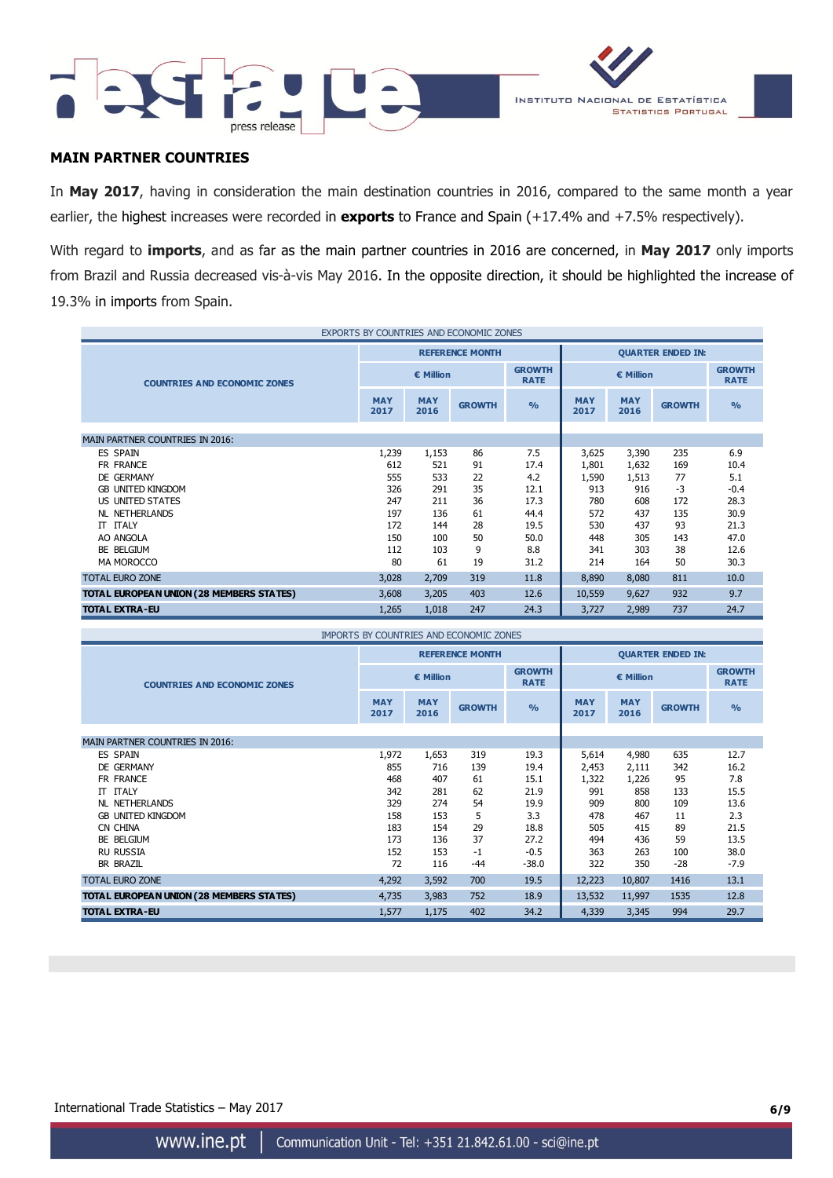## MAIN PARTNER COUNTRIES

In **May 2017**, having in consideration the main destination countries in 2016, compared to the same month a year earlier, the highest increases were recorded in **exports** to France and Spain (+17.4% and +7.5% respectively).

With regard to **imports**, and as far as the main partner countries in 2016 are concerned, in **May 2017** only imports from Brazil and Russia decreased vis-à-vis May 2016. In the opposite direction, it should be highlighted the increase of 19.3% in imports from Spain.

EXPORTS BY COUNTRIES AND ECONOMIC ZONES

| COUNTRIES AND ECONOMIC ZONES | REFERENCE MONTH | | | | QUARTER ENDED IN: | | | |
|---|---|---|---|---|---|---|---|---|
| | € Million | | | GROWTH RATE | € Million | | | GROWTH RATE |
| | MAY 2017 | MAY 2016 | GROWTH | % | MAY 2017 | MAY 2016 | GROWTH | % |
| MAIN PARTNER COUNTRIES IN 2016: | | | | | | | | |
| ES SPAIN | 1,239 | 1,153 | 86 | 7.5 | 3,625 | 3,390 | 235 | 6.9 |
| FR FRANCE | 612 | 521 | 91 | 17.4 | 1,801 | 1,632 | 169 | 10.4 |
| DE GERMANY | 555 | 533 | 22 | 4.2 | 1,590 | 1,513 | 77 | 5.1 |
| GB UNITED KINGDOM | 326 | 291 | 35 | 12.1 | 913 | 916 | -3 | -0.4 |
| US UNITED STATES | 247 | 211 | 36 | 17.3 | 780 | 608 | 172 | 28.3 |
| NL NETHERLANDS | 197 | 136 | 61 | 44.4 | 572 | 437 | 135 | 30.9 |
| IT ITALY | 172 | 144 | 28 | 19.5 | 530 | 437 | 93 | 21.3 |
| AO ANGOLA | 150 | 100 | 50 | 50.0 | 448 | 305 | 143 | 47.0 |
| BE BELGIUM | 112 | 103 | 9 | 8.8 | 341 | 303 | 38 | 12.6 |
| MA MOROCCO | 80 | 61 | 19 | 31.2 | 214 | 164 | 50 | 30.3 |
| TOTAL EURO ZONE | 3,028 | 2,709 | 319 | 11.8 | 8,890 | 8,080 | 811 | 10.0 |
| **TOTAL EUROPEAN UNION (28 MEMBERS STATES)** | 3,608 | 3,205 | 403 | 12.6 | 10,559 | 9,627 | 932 | 9.7 |
| **TOTAL EXTRA-EU** | 1,265 | 1,018 | 247 | 24.3 | 3,727 | 2,989 | 737 | 24.7 |

IMPORTS BY COUNTRIES AND ECONOMIC ZONES

| COUNTRIES AND ECONOMIC ZONES | REFERENCE MONTH | | | | QUARTER ENDED IN: | | | |
|---|---|---|---|---|---|---|---|---|
| | € Million | | | GROWTH RATE | € Million | | | GROWTH RATE |
| | MAY 2017 | MAY 2016 | GROWTH | % | MAY 2017 | MAY 2016 | GROWTH | % |
| MAIN PARTNER COUNTRIES IN 2016: | | | | | | | | |
| ES SPAIN | 1,972 | 1,653 | 319 | 19.3 | 5,614 | 4,980 | 635 | 12.7 |
| DE GERMANY | 855 | 716 | 139 | 19.4 | 2,453 | 2,111 | 342 | 16.2 |
| FR FRANCE | 468 | 407 | 61 | 15.1 | 1,322 | 1,226 | 95 | 7.8 |
| IT ITALY | 342 | 281 | 62 | 21.9 | 991 | 858 | 133 | 15.5 |
| NL NETHERLANDS | 329 | 274 | 54 | 19.9 | 909 | 800 | 109 | 13.6 |
| GB UNITED KINGDOM | 158 | 153 | 5 | 3.3 | 478 | 467 | 11 | 2.3 |
| CN CHINA | 183 | 154 | 29 | 18.8 | 505 | 415 | 89 | 21.5 |
| BE BELGIUM | 173 | 136 | 37 | 27.2 | 494 | 436 | 59 | 13.5 |
| RU RUSSIA | 152 | 153 | -1 | -0.5 | 363 | 263 | 100 | 38.0 |
| BR BRAZIL | 72 | 116 | -44 | -38.0 | 322 | 350 | -28 | -7.9 |
| TOTAL EURO ZONE | 4,292 | 3,592 | 700 | 19.5 | 12,223 | 10,807 | 1416 | 13.1 |
| **TOTAL EUROPEAN UNION (28 MEMBERS STATES)** | 4,735 | 3,983 | 752 | 18.9 | 13,532 | 11,997 | 1535 | 12.8 |
| **TOTAL EXTRA-EU** | 1,577 | 1,175 | 402 | 34.2 | 4,339 | 3,345 | 994 | 29.7 |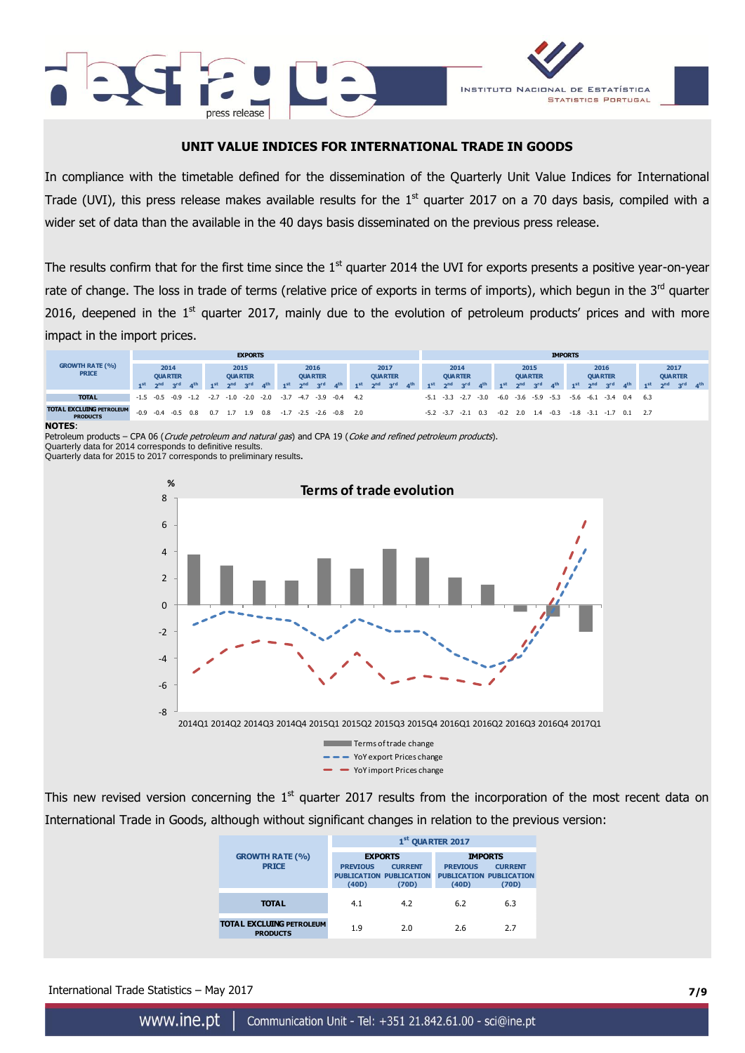## UNIT VALUE INDICES FOR INTERNATIONAL TRADE IN GOODS

In compliance with the timetable defined for the dissemination of the Quarterly Unit Value Indices for International Trade (UVI), this press release makes available results for the 1st quarter 2017 on a 70 days basis, compiled with a wider set of data than the available in the 40 days basis disseminated on the previous press release.

The results confirm that for the first time since the 1st quarter 2014 the UVI for exports presents a positive year-on-year rate of change. The loss in trade of terms (relative price of exports in terms of imports), which begun in the 3rd quarter 2016, deepened in the 1st quarter 2017, mainly due to the evolution of petroleum products' prices and with more impact in the import prices.

| GROWTH RATE (%) PRICE | EXPORTS | | | | | | | | | | | | | | | | IMPORTS | | | | | | | | | | | | | | | |
|---|---|---|---|---|---|---|---|---|---|---|---|---|---|---|---|---|---|---|---|---|---|---|---|---|---|---|---|---|---|---|---|---|
| | 2014 QUARTER | | | | 2015 QUARTER | | | | 2016 QUARTER | | | | 2017 QUARTER | | | | 2014 QUARTER | | | | 2015 QUARTER | | | | 2016 QUARTER | | | | 2017 QUARTER | | | |
| | 1st | 2nd | 3rd | 4th | 1st | 2nd | 3rd | 4th | 1st | 2nd | 3rd | 4th | 1st | 2nd | 3rd | 4th | 1st | 2nd | 3rd | 4th | 1st | 2nd | 3rd | 4th | 1st | 2nd | 3rd | 4th | 1st | 2nd | 3rd | 4th |
| TOTAL | -1.5 | -0.5 | -0.9 | -1.2 | -2.7 | -1.0 | -2.0 | -2.0 | -3.7 | -4.7 | -3.9 | -0.4 | 4.2 | | | | -5.1 | -3.3 | -2.7 | -3.0 | -6.0 | -3.6 | -5.9 | -5.3 | -5.6 | -6.1 | -3.4 | 0.4 | 6.3 | | | |
| TOTAL EXCLUDING PETROLEUM PRODUCTS | -0.9 | -0.4 | -0.5 | 0.8 | 0.7 | 1.7 | 1.9 | 0.8 | -1.7 | -2.5 | -2.6 | -0.8 | 2.0 | | | | -5.2 | -3.7 | -2.1 | 0.3 | -0.2 | 2.0 | 1.4 | -0.3 | -1.8 | -3.1 | -1.7 | 0.1 | 2.7 | | | |

**NOTES**:
Petroleum products – CPA 06 (*Crude petroleum and natural gas*) and CPA 19 (*Coke and refined petroleum products*).
Quarterly data for 2014 corresponds to definitive results.
Quarterly data for 2015 to 2017 corresponds to preliminary results.

This new revised version concerning the 1st quarter 2017 results from the incorporation of the most recent data on International Trade in Goods, although without significant changes in relation to the previous version:

| GROWTH RATE (%) PRICE | 1st QUARTER 2017 | | | |
|---|---|---|---|---|
| | EXPORTS | | IMPORTS | |
| | PREVIOUS PUBLICATION (40D) | CURRENT PUBLICATION (70D) | PREVIOUS PUBLICATION (40D) | CURRENT PUBLICATION (70D) |
| TOTAL | 4.1 | 4.2 | 6.2 | 6.3 |
| TOTAL EXCLUDING PETROLEUM PRODUCTS | 1.9 | 2.0 | 2.6 | 2.7 |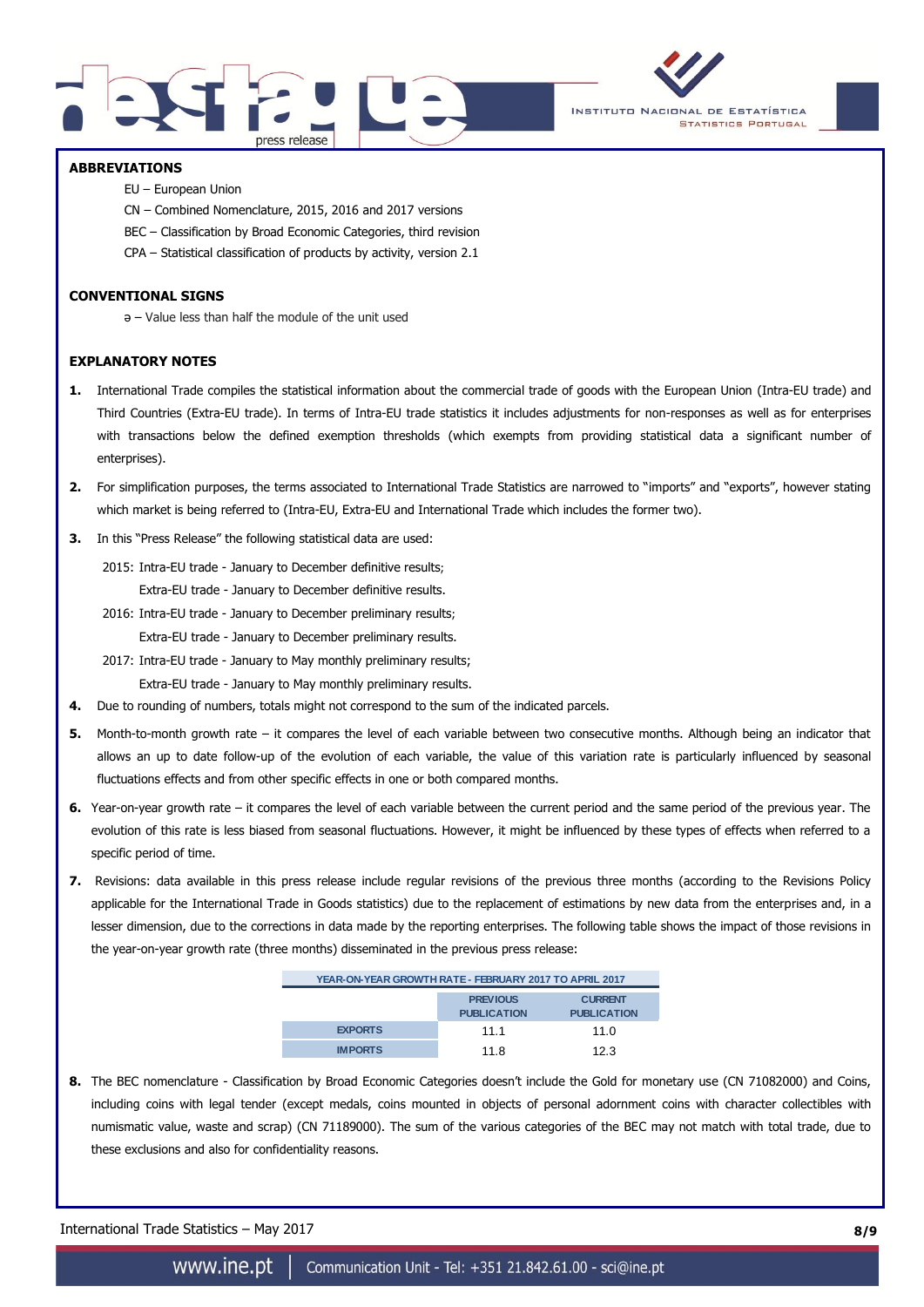## ABBREVIATIONS

EU – European Union

CN – Combined Nomenclature, 2015, 2016 and 2017 versions

BEC – Classification by Broad Economic Categories, third revision

CPA – Statistical classification of products by activity, version 2.1

## CONVENTIONAL SIGNS

ə – Value less than half the module of the unit used

## EXPLANATORY NOTES

1. International Trade compiles the statistical information about the commercial trade of goods with the European Union (Intra-EU trade) and Third Countries (Extra-EU trade). In terms of Intra-EU trade statistics it includes adjustments for non-responses as well as for enterprises with transactions below the defined exemption thresholds (which exempts from providing statistical data a significant number of enterprises).
2. For simplification purposes, the terms associated to International Trade Statistics are narrowed to "imports" and "exports", however stating which market is being referred to (Intra-EU, Extra-EU and International Trade which includes the former two).
3. In this "Press Release" the following statistical data are used:

   2015: Intra-EU trade - January to December definitive results;
   Extra-EU trade - January to December definitive results.

   2016: Intra-EU trade - January to December preliminary results;
   Extra-EU trade - January to December preliminary results.

   2017: Intra-EU trade - January to May monthly preliminary results;
   Extra-EU trade - January to May monthly preliminary results.
4. Due to rounding of numbers, totals might not correspond to the sum of the indicated parcels.
5. Month-to-month growth rate – it compares the level of each variable between two consecutive months. Although being an indicator that allows an up to date follow-up of the evolution of each variable, the value of this variation rate is particularly influenced by seasonal fluctuations effects and from other specific effects in one or both compared months.
6. Year-on-year growth rate – it compares the level of each variable between the current period and the same period of the previous year. The evolution of this rate is less biased from seasonal fluctuations. However, it might be influenced by these types of effects when referred to a specific period of time.
7. Revisions: data available in this press release include regular revisions of the previous three months (according to the Revisions Policy applicable for the International Trade in Goods statistics) due to the replacement of estimations by new data from the enterprises and, in a lesser dimension, due to the corrections in data made by the reporting enterprises. The following table shows the impact of those revisions in the year-on-year growth rate (three months) disseminated in the previous press release:

| YEAR-ON-YEAR GROWTH RATE - FEBRUARY 2017 TO APRIL 2017 | | |
|---|---|---|
| | PREVIOUS PUBLICATION | CURRENT PUBLICATION |
| EXPORTS | 11.1 | 11.0 |
| IMPORTS | 11.8 | 12.3 |

8. The BEC nomenclature - Classification by Broad Economic Categories doesn't include the Gold for monetary use (CN 71082000) and Coins, including coins with legal tender (except medals, coins mounted in objects of personal adornment coins with character collectibles with numismatic value, waste and scrap) (CN 71189000). The sum of the various categories of the BEC may not match with total trade, due to these exclusions and also for confidentiality reasons.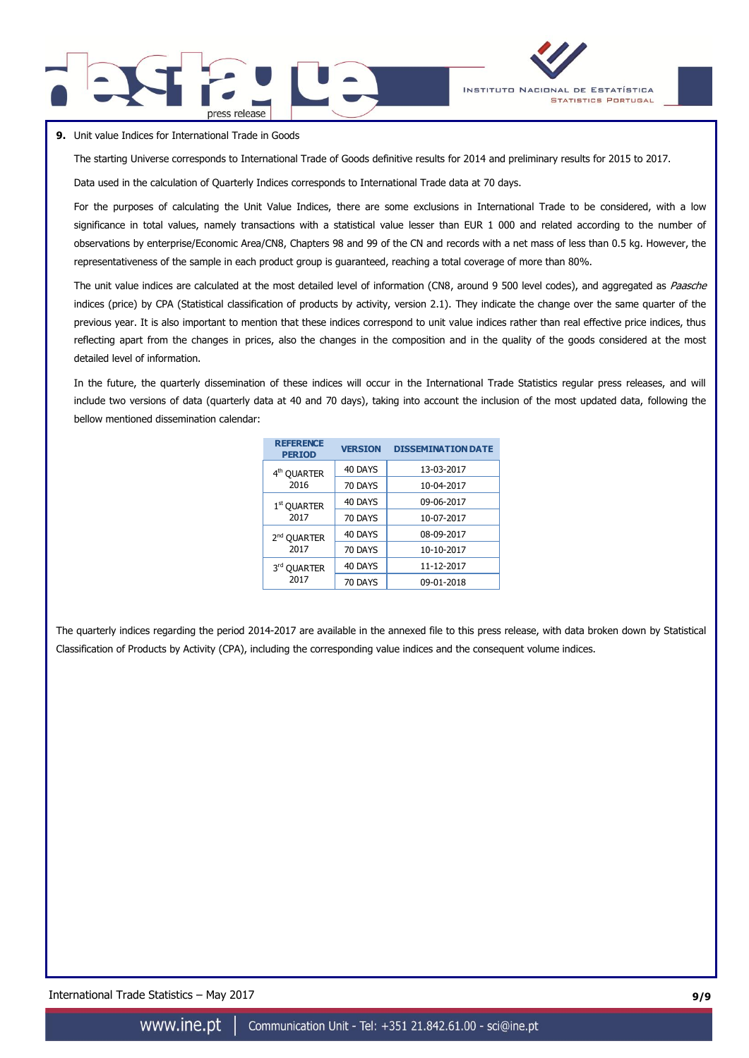**9.** Unit value Indices for International Trade in Goods

The starting Universe corresponds to International Trade of Goods definitive results for 2014 and preliminary results for 2015 to 2017.

Data used in the calculation of Quarterly Indices corresponds to International Trade data at 70 days.

For the purposes of calculating the Unit Value Indices, there are some exclusions in International Trade to be considered, with a low significance in total values, namely transactions with a statistical value lesser than EUR 1 000 and related according to the number of observations by enterprise/Economic Area/CN8, Chapters 98 and 99 of the CN and records with a net mass of less than 0.5 kg. However, the representativeness of the sample in each product group is guaranteed, reaching a total coverage of more than 80%.

The unit value indices are calculated at the most detailed level of information (CN8, around 9 500 level codes), and aggregated as *Paasche* indices (price) by CPA (Statistical classification of products by activity, version 2.1). They indicate the change over the same quarter of the previous year. It is also important to mention that these indices correspond to unit value indices rather than real effective price indices, thus reflecting apart from the changes in prices, also the changes in the composition and in the quality of the goods considered at the most detailed level of information.

In the future, the quarterly dissemination of these indices will occur in the International Trade Statistics regular press releases, and will include two versions of data (quarterly data at 40 and 70 days), taking into account the inclusion of the most updated data, following the bellow mentioned dissemination calendar:

| REFERENCE PERIOD | VERSION | DISSEMINATION DATE |
|---|---|---|
| 4th QUARTER 2016 | 40 DAYS | 13-03-2017 |
| | 70 DAYS | 10-04-2017 |
| 1st QUARTER 2017 | 40 DAYS | 09-06-2017 |
| | 70 DAYS | 10-07-2017 |
| 2nd QUARTER 2017 | 40 DAYS | 08-09-2017 |
| | 70 DAYS | 10-10-2017 |
| 3rd QUARTER 2017 | 40 DAYS | 11-12-2017 |
| | 70 DAYS | 09-01-2018 |

The quarterly indices regarding the period 2014-2017 are available in the annexed file to this press release, with data broken down by Statistical Classification of Products by Activity (CPA), including the corresponding value indices and the consequent volume indices.